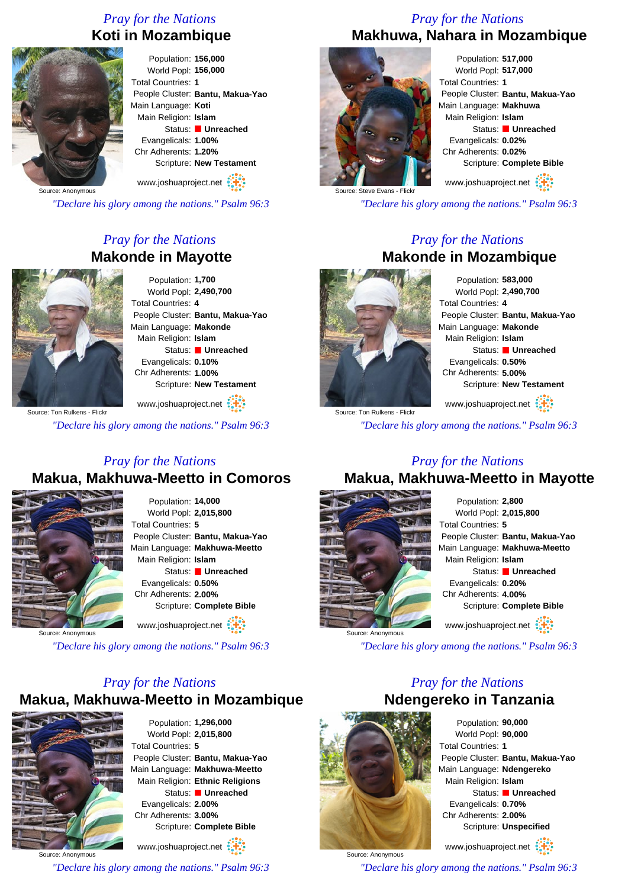*Pray for the Nations*

## Koti in Mozambique

Source: Anonymous

Population: **156,000**
World Popl: **156,000**
Total Countries: **1**
People Cluster: **Bantu, Makua-Yao**
Main Language: **Koti**
Main Religion: **Islam**
Status: **Unreached**
Evangelicals: **1.00%**
Chr Adherents: **1.20%**
Scripture: **New Testament**

www.joshuaproject.net

*"Declare his glory among the nations." Psalm 96:3*

*Pray for the Nations*

## Makhuwa, Nahara in Mozambique

Source: Steve Evans - Flickr

Population: **517,000**
World Popl: **517,000**
Total Countries: **1**
People Cluster: **Bantu, Makua-Yao**
Main Language: **Makhuwa**
Main Religion: **Islam**
Status: **Unreached**
Evangelicals: **0.02%**
Chr Adherents: **0.02%**
Scripture: **Complete Bible**

www.joshuaproject.net

*"Declare his glory among the nations." Psalm 96:3*

*Pray for the Nations*

## Makonde in Mayotte

Source: Ton Rulkens - Flickr

Population: **1,700**
World Popl: **2,490,700**
Total Countries: **4**
People Cluster: **Bantu, Makua-Yao**
Main Language: **Makonde**
Main Religion: **Islam**
Status: **Unreached**
Evangelicals: **0.10%**
Chr Adherents: **1.00%**
Scripture: **New Testament**

www.joshuaproject.net

*"Declare his glory among the nations." Psalm 96:3*

*Pray for the Nations*

## Makonde in Mozambique

Source: Ton Rulkens - Flickr

Population: **583,000**
World Popl: **2,490,700**
Total Countries: **4**
People Cluster: **Bantu, Makua-Yao**
Main Language: **Makonde**
Main Religion: **Islam**
Status: **Unreached**
Evangelicals: **0.50%**
Chr Adherents: **5.00%**
Scripture: **New Testament**

www.joshuaproject.net

*"Declare his glory among the nations." Psalm 96:3*

*Pray for the Nations*

## Makua, Makhuwa-Meetto in Comoros

Source: Anonymous

Population: **14,000**
World Popl: **2,015,800**
Total Countries: **5**
People Cluster: **Bantu, Makua-Yao**
Main Language: **Makhuwa-Meetto**
Main Religion: **Islam**
Status: **Unreached**
Evangelicals: **0.50%**
Chr Adherents: **2.00%**
Scripture: **Complete Bible**

www.joshuaproject.net

*"Declare his glory among the nations." Psalm 96:3*

*Pray for the Nations*

## Makua, Makhuwa-Meetto in Mayotte

Source: Anonymous

Population: **2,800**
World Popl: **2,015,800**
Total Countries: **5**
People Cluster: **Bantu, Makua-Yao**
Main Language: **Makhuwa-Meetto**
Main Religion: **Islam**
Status: **Unreached**
Evangelicals: **0.20%**
Chr Adherents: **4.00%**
Scripture: **Complete Bible**

www.joshuaproject.net

*"Declare his glory among the nations." Psalm 96:3*

*Pray for the Nations*

## Makua, Makhuwa-Meetto in Mozambique

Source: Anonymous

Population: **1,296,000**
World Popl: **2,015,800**
Total Countries: **5**
People Cluster: **Bantu, Makua-Yao**
Main Language: **Makhuwa-Meetto**
Main Religion: **Ethnic Religions**
Status: **Unreached**
Evangelicals: **2.00%**
Chr Adherents: **3.00%**
Scripture: **Complete Bible**

www.joshuaproject.net

*"Declare his glory among the nations." Psalm 96:3*

*Pray for the Nations*

## Ndengereko in Tanzania

Source: Anonymous

Population: **90,000**
World Popl: **90,000**
Total Countries: **1**
People Cluster: **Bantu, Makua-Yao**
Main Language: **Ndengereko**
Main Religion: **Islam**
Status: **Unreached**
Evangelicals: **0.70%**
Chr Adherents: **2.00%**
Scripture: **Unspecified**

www.joshuaproject.net

*"Declare his glory among the nations." Psalm 96:3*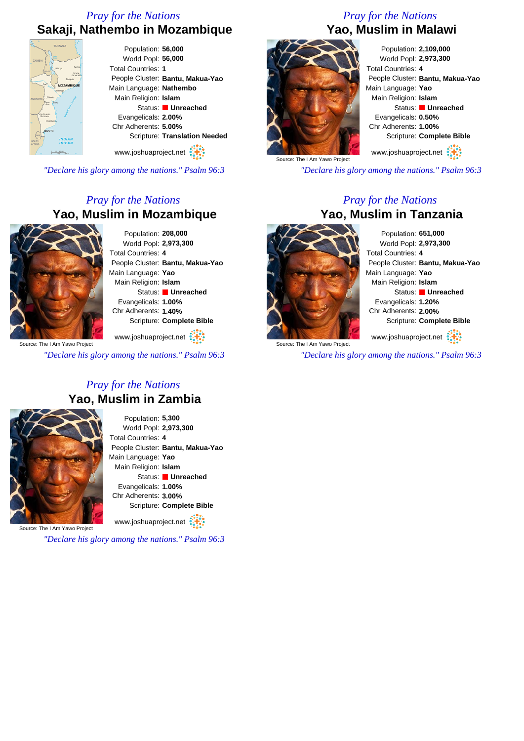*Pray for the Nations*

## Sakaji, Nathembo in Mozambique

Population: **56,000**
World Popl: **56,000**
Total Countries: **1**
People Cluster: **Bantu, Makua-Yao**
Main Language: **Nathembo**
Main Religion: **Islam**
Status: **Unreached**
Evangelicals: **2.00%**
Chr Adherents: **5.00%**
Scripture: **Translation Needed**

www.joshuaproject.net

*"Declare his glory among the nations." Psalm 96:3*

*Pray for the Nations*

## Yao, Muslim in Malawi

Population: **2,109,000**
World Popl: **2,973,300**
Total Countries: **4**
People Cluster: **Bantu, Makua-Yao**
Main Language: **Yao**
Main Religion: **Islam**
Status: **Unreached**
Evangelicals: **0.50%**
Chr Adherents: **1.00%**
Scripture: **Complete Bible**

Source: The I Am Yawo Project

www.joshuaproject.net

*"Declare his glory among the nations." Psalm 96:3*

*Pray for the Nations*

## Yao, Muslim in Mozambique

Population: **208,000**
World Popl: **2,973,300**
Total Countries: **4**
People Cluster: **Bantu, Makua-Yao**
Main Language: **Yao**
Main Religion: **Islam**
Status: **Unreached**
Evangelicals: **1.00%**
Chr Adherents: **1.40%**
Scripture: **Complete Bible**

Source: The I Am Yawo Project

www.joshuaproject.net

*"Declare his glory among the nations." Psalm 96:3*

*Pray for the Nations*

## Yao, Muslim in Tanzania

Population: **651,000**
World Popl: **2,973,300**
Total Countries: **4**
People Cluster: **Bantu, Makua-Yao**
Main Language: **Yao**
Main Religion: **Islam**
Status: **Unreached**
Evangelicals: **1.20%**
Chr Adherents: **2.00%**
Scripture: **Complete Bible**

Source: The I Am Yawo Project

www.joshuaproject.net

*"Declare his glory among the nations." Psalm 96:3*

*Pray for the Nations*

## Yao, Muslim in Zambia

Population: **5,300**
World Popl: **2,973,300**
Total Countries: **4**
People Cluster: **Bantu, Makua-Yao**
Main Language: **Yao**
Main Religion: **Islam**
Status: **Unreached**
Evangelicals: **1.00%**
Chr Adherents: **3.00%**
Scripture: **Complete Bible**

Source: The I Am Yawo Project

www.joshuaproject.net

*"Declare his glory among the nations." Psalm 96:3*